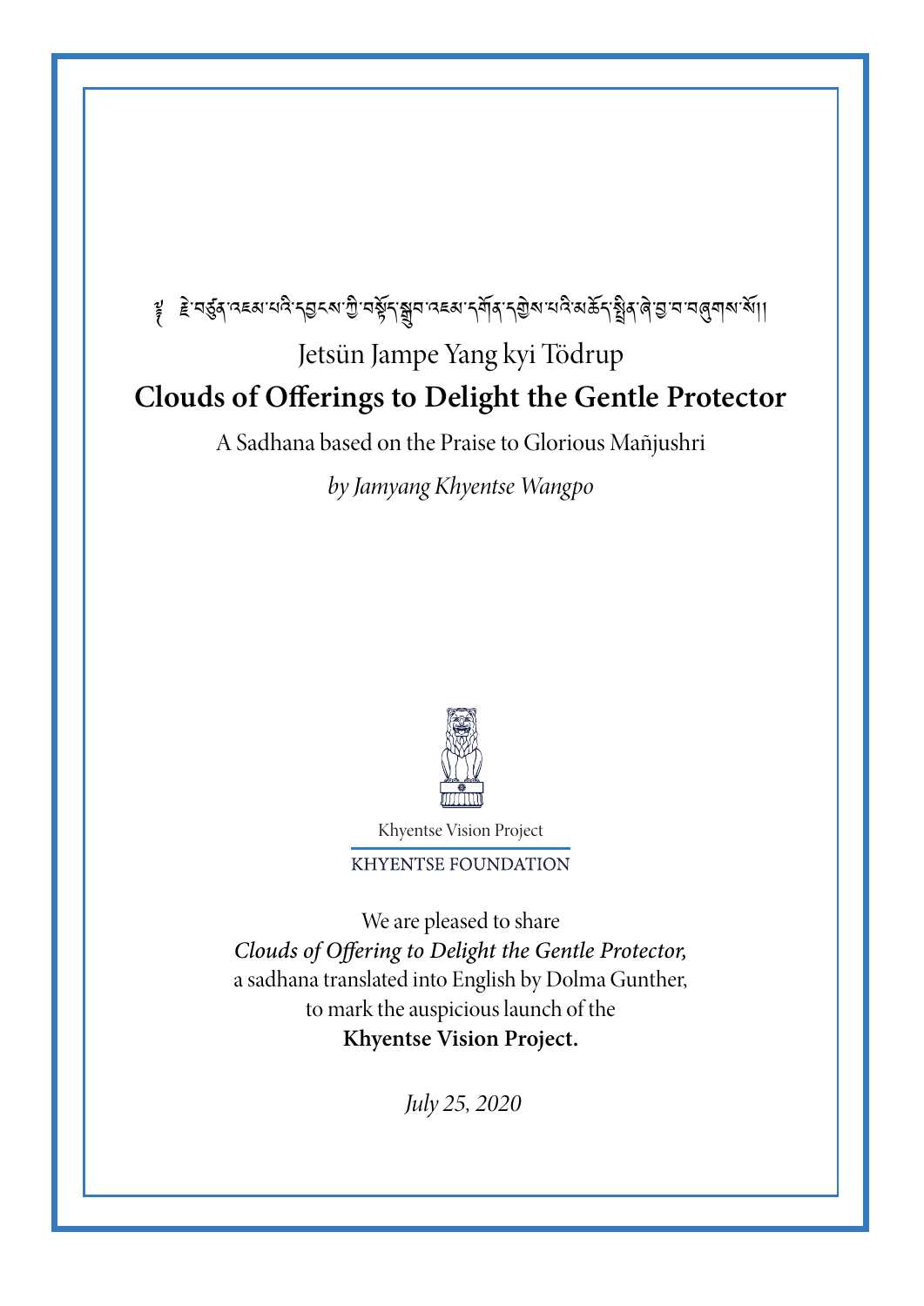ༀ༔ རྗེ་བཙུན་འཇམ་པའི་དབྱངས་ཀྱི་བསྟོད་སྒྲུབ་འཇམ་དགོན་དགྱེས་པའི་མཆོད་སྤྲིན་ཞེ་བྱ་བ་བཞུགས་སོ།།

Jetsün Jampe Yang kyi Tödrup

# Clouds of Offerings to Delight the Gentle Protector

A Sadhana based on the Praise to Glorious Mañjushri

*by Jamyang Khyentse Wangpo*

Khyentse Vision Project

KHYENTSE FOUNDATION

We are pleased to share
*Clouds of Offering to Delight the Gentle Protector,*
a sadhana translated into English by Dolma Gunther,
to mark the auspicious launch of the
**Khyentse Vision Project.**

*July 25, 2020*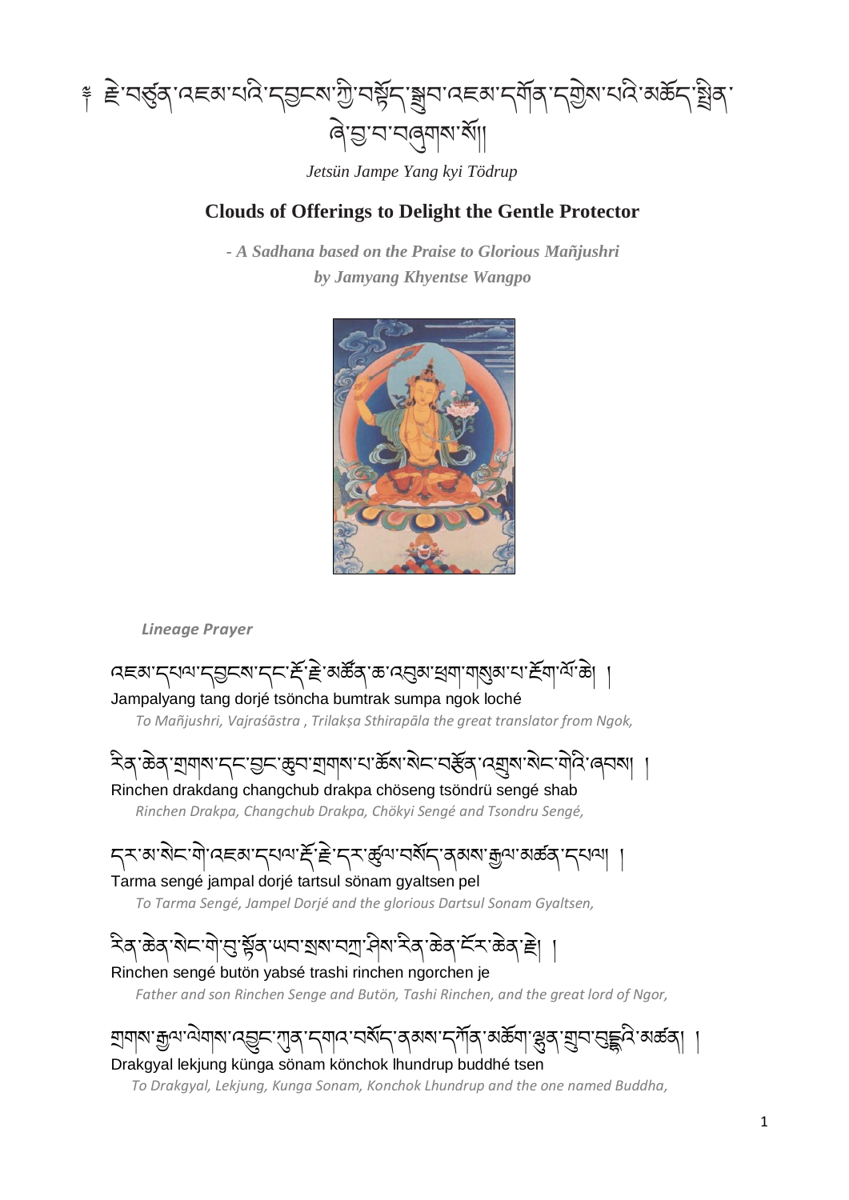# ༄། རྗེ་བཙུན་འཇམ་པའི་དབྱངས་ཀྱི་བསྟོད་སྒྲུབ་འཇམ་དགོན་དགྱེས་པའི་མཆོད་སྤྲིན་ཞེ་བྱ་བ་བཞུགས་སོ།།

*Jetsün Jampe Yang kyi Tödrup*

## Clouds of Offerings to Delight the Gentle Protector

***- A Sadhana based on the Praise to Glorious Mañjushri***
***by Jamyang Khyentse Wangpo***

***Lineage Prayer***

འཇམ་དཔལ་དབྱངས་དང་རྡོ་རྗེ་མཚོན་ཆ་འབུམ་ཕྲག་གསུམ་པ་རྔོག་ལོ་ཆེ། །
Jampalyang tang dorjé tsöncha bumtrak sumpa ngok loché
*To Mañjushri, Vajraśāstra , Trilakṣa Sthirapāla the great translator from Ngok,*

རིན་ཆེན་གྲགས་དང་བྱང་ཆུབ་གྲགས་པ་ཆོས་སེང་བརྩོན་འགྲུས་སེང་གེའི་ཞབས། །
Rinchen drakdang changchub drakpa chöseng tsöndrü sengé shab
*Rinchen Drakpa, Changchub Drakpa, Chökyi Sengé and Tsondru Sengé,*

དར་མ་སེང་གེ་འཇམ་དཔལ་རྡོ་རྗེ་དར་ཚུལ་བསོད་ནམས་རྒྱལ་མཚན་དཔལ། །
Tarma sengé jampal dorjé tartsul sönam gyaltsen pel
*To Tarma Sengé, Jampel Dorjé and the glorious Dartsul Sonam Gyaltsen,*

རིན་ཆེན་སེང་གེ་བུ་སྟོན་ཡབ་སྲས་བཀྲ་ཤིས་རིན་ཆེན་ངོར་ཆེན་རྗེ། །
Rinchen sengé butön yabsé trashi rinchen ngorchen je
*Father and son Rinchen Senge and Butön, Tashi Rinchen, and the great lord of Ngor,*

གྲགས་རྒྱལ་ལེགས་འབྱུང་ཀུན་དགའ་བསོད་ནམས་དཀོན་མཆོག་ལྷུན་གྲུབ་བུདྡྷའི་མཚན། །
Drakgyal lekjung künga sönam könchok lhundrup buddhé tsen
*To Drakgyal, Lekjung, Kunga Sonam, Konchok Lhundrup and the one named Buddha,*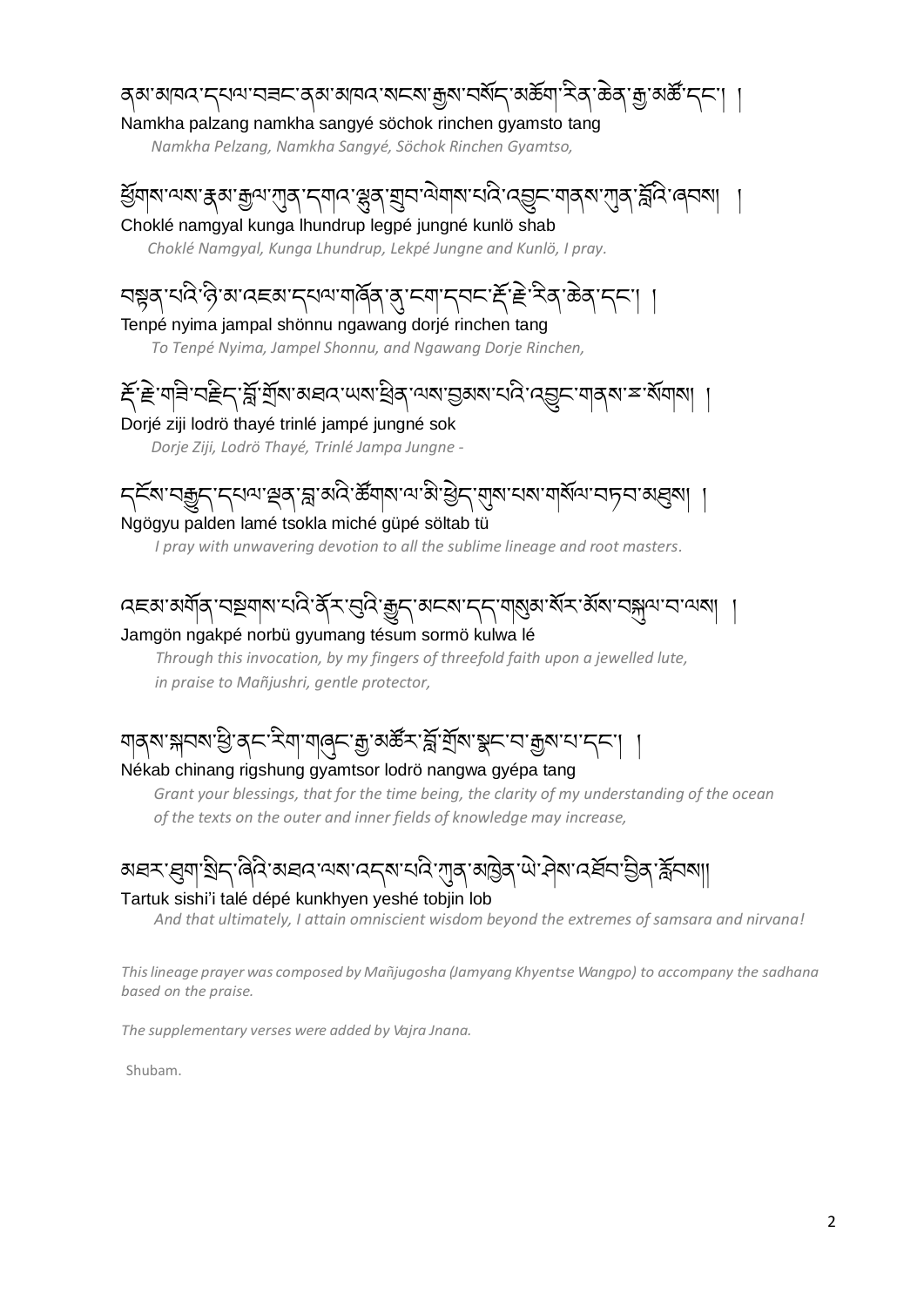ནམ་མཁའ་དཔལ་བཟང་ནམ་མཁའ་སངས་རྒྱས་བསོད་མཆོག་རིན་ཆེན་རྒྱ་མཚོ་དང་། །

Namkha palzang namkha sangyé söchok rinchen gyamsto tang

*Namkha Pelzang, Namkha Sangyé, Söchok Rinchen Gyamtso,*

ཕྱོགས་ལས་རྣམ་རྒྱལ་ཀུན་དགའ་ལྷུན་གྲུབ་ལེགས་པའི་འབྱུང་གནས་ཀུན་བློའི་ཞབས། །

Choklé namgyal kunga lhundrup legpé jungné kunlö shab

*Choklé Namgyal, Kunga Lhundrup, Lekpé Jungne and Kunlö, I pray.*

བསྟན་པའི་ཉི་མ་འཇམ་དཔལ་གཞོན་ནུ་ངག་དབང་རྡོ་རྗེ་རིན་ཆེན་དང་། །

Tenpé nyima jampal shönnu ngawang dorjé rinchen tang

*To Tenpé Nyima, Jampel Shonnu, and Ngawang Dorje Rinchen,*

རྡོ་རྗེ་གཟི་བརྗིད་བློ་གྲོས་མཐའ་ཡས་ཕྲིན་ལས་བྱམས་པའི་འབྱུང་གནས་རྩ་སོགས། །

Dorjé ziji lodrö thayé trinlé jampé jungné sok

*Dorje Ziji, Lodrö Thayé, Trinlé Jampa Jungne -*

དངོས་བརྒྱུད་དཔལ་ལྡན་བླ་མའི་ཚོགས་ལ་མི་ཕྱེད་གུས་པས་གསོལ་བཏབ་མཐུས། །

Ngögyu palden lamé tsokla miché güpé söltab tü

*I pray with unwavering devotion to all the sublime lineage and root masters.*

འཇམ་མགོན་བསྟགས་པའི་ནོར་བུའི་རྒྱུད་མངས་དད་གསུམ་སོར་མོས་བསྐུལ་བ་ལས། །

Jamgön ngakpé norbü gyumang tésum sormö kulwa lé

*Through this invocation, by my fingers of threefold faith upon a jewelled lute,*
*in praise to Mañjushri, gentle protector,*

གནས་སྐབས་ཕྱི་ནང་རིག་གཞུང་རྒྱ་མཚོར་བློ་གྲོས་སྣང་བ་རྒྱས་པ་དང་། །

Nékab chinang rigshung gyamtsor lodrö nangwa gyépa tang

*Grant your blessings, that for the time being, the clarity of my understanding of the ocean of the texts on the outer and inner fields of knowledge may increase,*

མཐར་ཐུག་སྲིད་ཞིའི་མཐའ་ལས་འདས་པའི་ཀུན་མཁྱེན་ཡེ་ཤེས་འཐོབ་བྱེད་སློབས།།

Tartuk sishi'i talé dépé kunkhyen yeshé tobjin lob

*And that ultimately, I attain omniscient wisdom beyond the extremes of samsara and nirvana!*

*This lineage prayer was composed by Mañjugosha (Jamyang Khyentse Wangpo) to accompany the sadhana based on the praise.*

*The supplementary verses were added by Vajra Jnana.*

Shubam.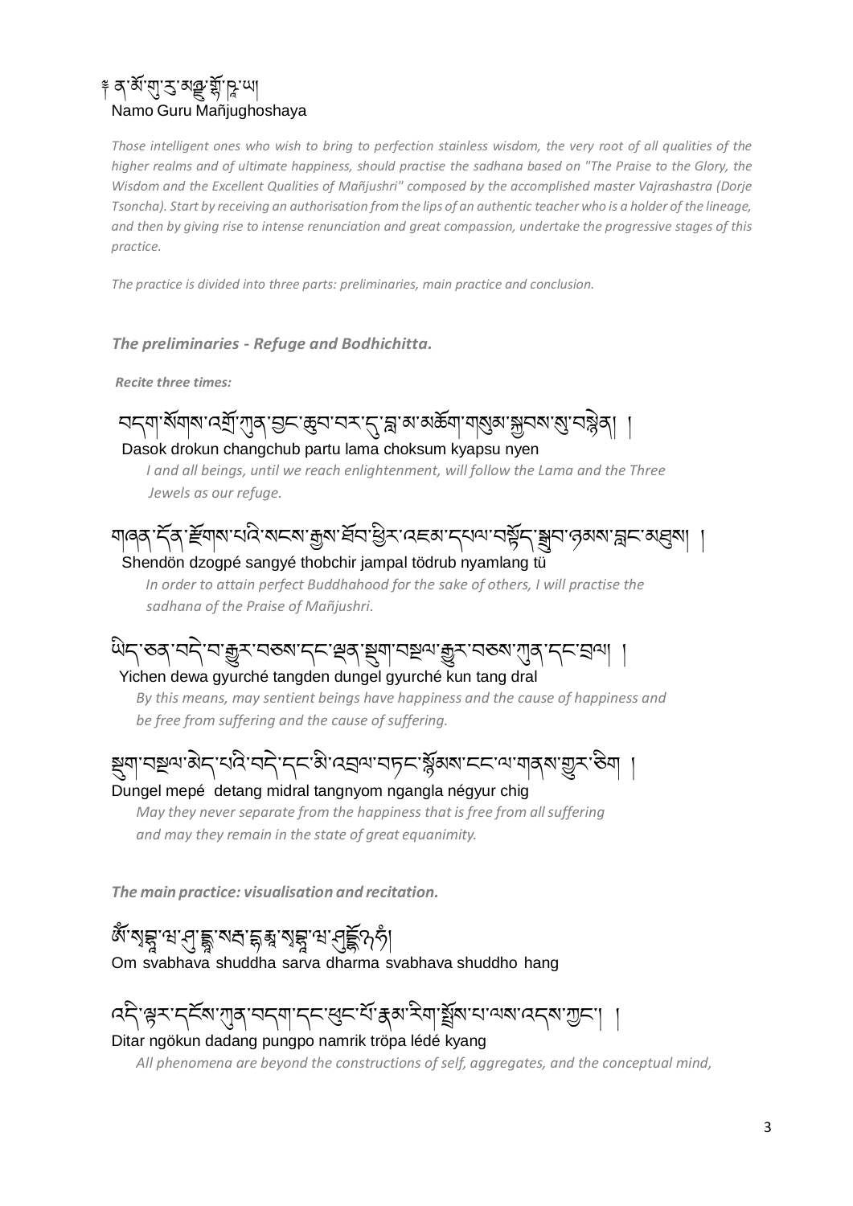༄ ན་མོ་གུ་རུ་མཉྫུ་གྷོ་ཥཱ་ཡ།

Namo Guru Mañjughoshaya

*Those intelligent ones who wish to bring to perfection stainless wisdom, the very root of all qualities of the higher realms and of ultimate happiness, should practise the sadhana based on "The Praise to the Glory, the Wisdom and the Excellent Qualities of Mañjushri" composed by the accomplished master Vajrashastra (Dorje Tsoncha). Start by receiving an authorisation from the lips of an authentic teacher who is a holder of the lineage, and then by giving rise to intense renunciation and great compassion, undertake the progressive stages of this practice.*

*The practice is divided into three parts: preliminaries, main practice and conclusion.*

***The preliminaries - Refuge and Bodhichitta.***

***Recite three times:***

བདག་སོགས་འགྲོ་ཀུན་བྱང་ཆུབ་བར་དུ་བླ་མ་མཆོག་གསུམ་སྐྱབས་སུ་བསྙེན། །

Dasok drokun changchub partu lama choksum kyapsu nyen

*I and all beings, until we reach enlightenment, will follow the Lama and the Three Jewels as our refuge.*

གཞན་དོན་རྫོགས་པའི་སངས་རྒྱས་ཐོབ་ཕྱིར་འཇམ་དཔལ་བསྟོད་སྒྲུབ་ཉམས་བླང་མཐུས། །

Shendön dzogpé sangyé thobchir jampal tödrub nyamlang tü

*In order to attain perfect Buddhahood for the sake of others, I will practise the sadhana of the Praise of Mañjushri.*

ཡིད་ཅན་བདེ་བ་རྒྱུར་བཅས་དང་ལྡན་སྡུག་བསྔལ་རྒྱུར་བཅས་ཀུན་དང་བྲལ། །

Yichen dewa gyurché tangden dungel gyurché kun tang dral

*By this means, may sentient beings have happiness and the cause of happiness and be free from suffering and the cause of suffering.*

སྡུག་བསྔལ་མེད་པའི་བདེ་དང་མི་འབྲལ་བཏང་སྙོམས་ངང་ལ་གནས་གྱུར་ཅིག །

Dungel mepé detang midral tangnyom nangla négyur chig

*May they never separate from the happiness that is free from all suffering and may they remain in the state of great equanimity.*

***The main practice: visualisation and recitation.***

ཨོཾ་སྭ་བྷཱ་ཝ་ཤུདྡྷཿ་སརྦ་དྷརྨཿ་སྭ་བྷཱ་ཝ་ཤུདྡྷོ྅ཧཾ།

Om svabhava shuddha sarva dharma svabhava shuddho hang

འདི་ལྟར་དངོས་ཀུན་བདག་དང་ཕུང་པོ་རྣམ་རིག་སྤྲོས་པ་ལས་འདས་ཀྱང་། །

Ditar ngökun dadang pungpo namrik tröpa lédé kyang

*All phenomena are beyond the constructions of self, aggregates, and the conceptual mind,*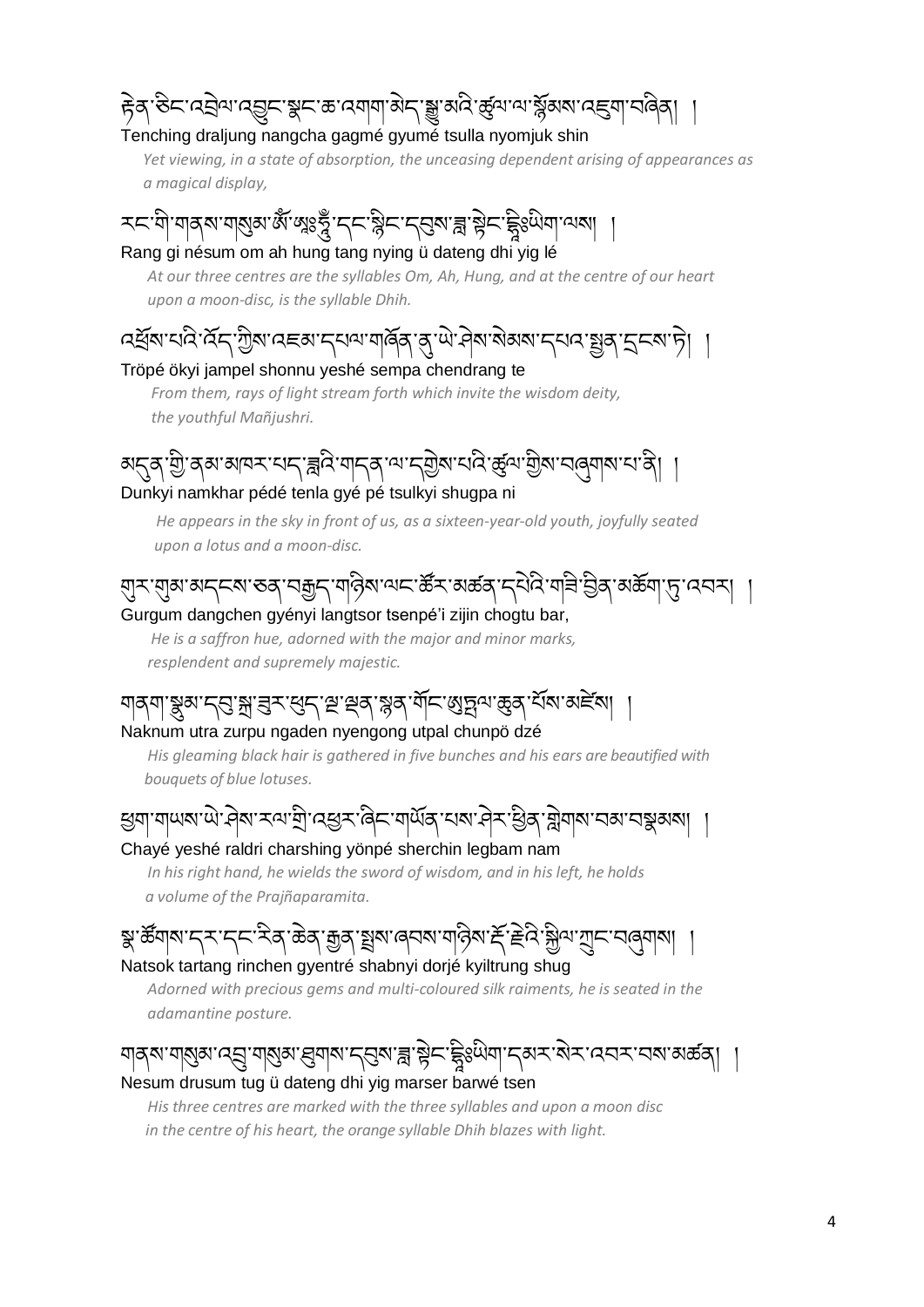ཏེན་ཅིང་འབྲེལ་འབྱུང་སྣང་ཆ་འགག་མེད་སྒྱུ་མའི་ཚུལ་ལ་སྙོམས་འཇུག་བཞིན། །

Tenching draljung nangcha gagmé gyumé tsulla nyomjuk shin

*Yet viewing, in a state of absorption, the unceasing dependent arising of appearances as a magical display,*

རང་གི་གནས་གསུམ་ཨོཾ་ཨཱཿཧཱུྃ་དང་སྙིང་དབུས་ཟླ་སྟེང་དྷཱིཿཡིག་ལས། །

Rang gi nésum om ah hung tang nying ü dateng dhi yig lé

*At our three centres are the syllables Om, Ah, Hung, and at the centre of our heart upon a moon-disc, is the syllable Dhih.*

འཕྲོས་པའི་འོད་ཀྱིས་འཇམ་དཔལ་གཞོན་ནུ་ཡེ་ཤེས་སེམས་དཔའ་སྤྱན་དྲངས་ཏེ། །

Tröpé ökyi jampel shonnu yeshé sempa chendrang te

*From them, rays of light stream forth which invite the wisdom deity, the youthful Mañjushri.*

མདུན་གྱི་ནམ་མཁར་པད་ཟླའི་གདན་ལ་དགྱེས་པའི་ཚུལ་གྱིས་བཞུགས་པ་ནི། །

Dunkyi namkhar pédé tenla gyé pé tsulkyi shugpa ni

*He appears in the sky in front of us, as a sixteen-year-old youth, joyfully seated upon a lotus and a moon-disc.*

གུར་གུམ་མདངས་ཅན་བརྒྱད་གཉིས་ལང་ཚོར་མཚན་དཔེའི་གཟི་བྱིན་མཆོག་ཏུ་འབར། །

Gurgum dangchen gyényi langtsor tsenpé'i zijin chogtu bar,

*He is a saffron hue, adorned with the major and minor marks, resplendent and supremely majestic.*

གནག་སྣུམ་དབུ་སྐྲ་ཟུར་ཕུད་ལྔ་ལྡན་སྙན་གོང་ཨུཏྤལ་ཆུན་པོས་མཛེས། །

Naknum utra zurpu ngaden nyengong utpal chunpö dzé

*His gleaming black hair is gathered in five bunches and his ears are beautified with bouquets of blue lotuses.*

ཕྱག་གཡས་ཡེ་ཤེས་རལ་གྲི་འཕྱར་ཞིང་གཡོན་པས་ཤེར་ཕྱིན་གླེགས་བམ་བསྣམས། །

Chayé yeshé raldri charshing yönpé sherchin legbam nam

*In his right hand, he wields the sword of wisdom, and in his left, he holds a volume of the Prajñaparamita.*

སྣ་ཚོགས་དར་དང་རིན་ཆེན་རྒྱན་སྤྲས་ཞབས་གཉིས་རྡོ་རྗེའི་སྐྱིལ་ཀྲུང་བཞུགས། །

Natsok tartang rinchen gyentré shabnyi dorjé kyiltrung shug

*Adorned with precious gems and multi-coloured silk raiments, he is seated in the adamantine posture.*

གནས་གསུམ་འབྲུ་གསུམ་ཐུགས་དབུས་ཟླ་སྟེང་དྷཱིཿཡིག་དམར་སེར་འབར་བས་མཚན། །

Nesum drusum tug ü dateng dhi yig marser barwé tsen

*His three centres are marked with the three syllables and upon a moon disc in the centre of his heart, the orange syllable Dhih blazes with light.*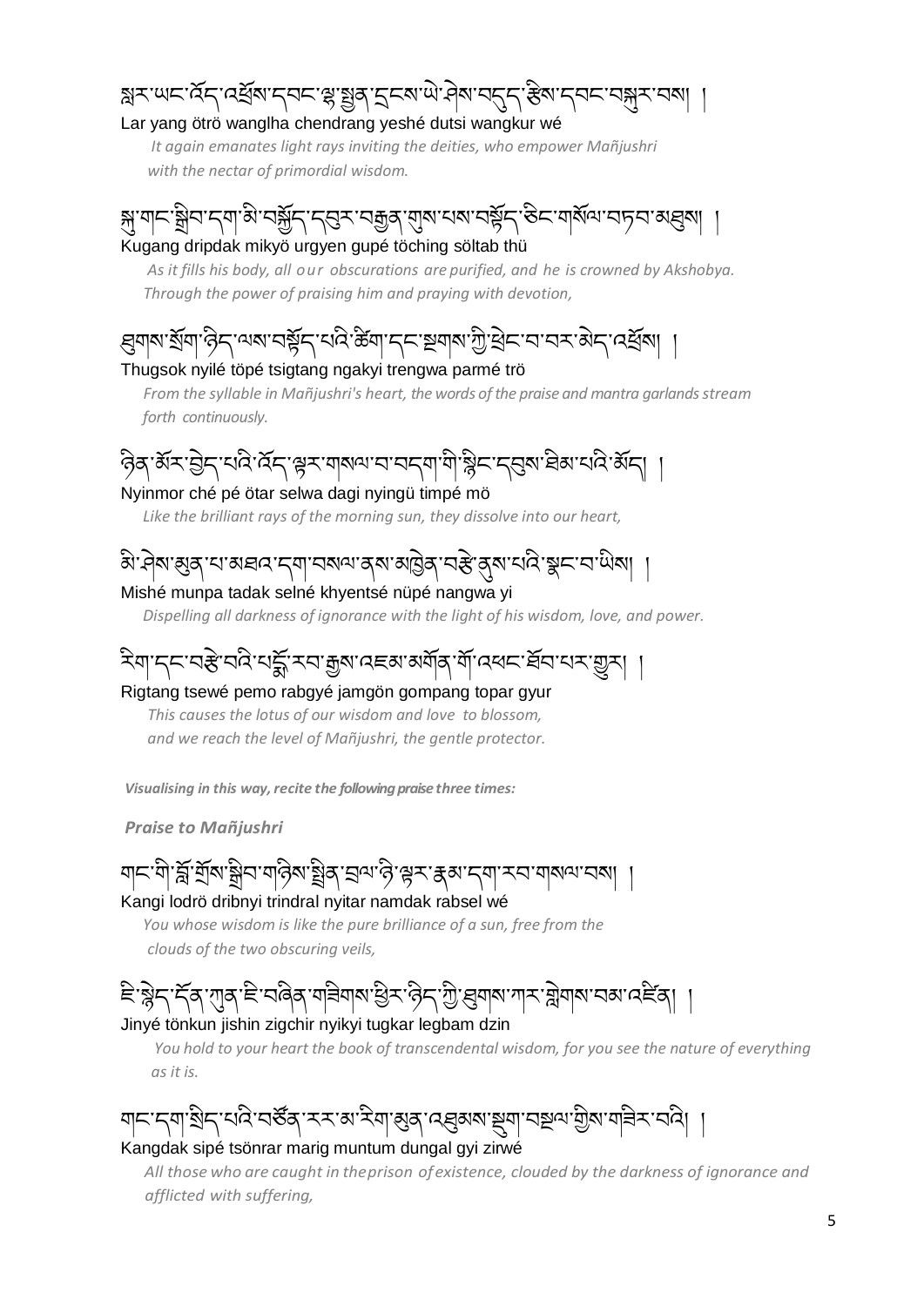སླར་ཡང་འོད་འཕྲོས་དབང་ལྷ་སྤྱན་དྲངས་ཡེ་ཤེས་བདུད་རྩིས་དབང་བསྐུར་བས། །

Lar yang ötrö wanglha chendrang yeshé dutsi wangkur wé

*It again emanates light rays inviting the deities, who empower Mañjushri with the nectar of primordial wisdom.*

སྐུ་གང་སྒྲིབ་དག་མི་བསྐྱོད་དབུར་བརྒྱན་ཀུས་པས་བསྟོད་ཅིང་གསོལ་བཏབ་མཐུས། །

Kugang dripdak mikyö urgyen gupé töching söltab thü

*As it fills his body, all our obscurations are purified, and he is crowned by Akshobya. Through the power of praising him and praying with devotion,*

ཐུགས་སྲོག་ཉིད་ལས་བསྟོད་པའི་ཚིག་དང་སྔགས་ཀྱི་ཕྲེང་བ་བར་མེད་འཕྲོས། །

Thugsok nyilé töpé tsigtang ngakyi trengwa parmé trö

*From the syllable in Mañjushri's heart, the words of the praise and mantra garlands stream forth continuously.*

ཉིན་མོར་བྱེད་པའི་འོད་ལྟར་གསལ་བ་བདག་གི་སྙིང་དབུས་ཐིམ་པའི་མོད། །

Nyinmor ché pé ötar selwa dagi nyingü timpé mö

*Like the brilliant rays of the morning sun, they dissolve into our heart,*

མི་ཤེས་མུན་པ་མཐའ་དག་བསལ་ནས་མཁྱེན་བརྩེ་ནུས་པའི་སྣང་བ་ཡིས། །

Mishé munpa tadak selné khyentsé nüpé nangwa yi

*Dispelling all darkness of ignorance with the light of his wisdom, love, and power.*

རིག་དང་བརྩེ་བའི་པདྨོ་རབ་རྒྱས་འཇམ་མགོན་གོ་འཕང་ཐོབ་པར་གྱུར། །

Rigtang tsewé pemo rabgyé jamgön gompang topar gyur

*This causes the lotus of our wisdom and love to blossom, and we reach the level of Mañjushri, the gentle protector.*

*Visualising in this way, recite the following praise three times:*

### *Praise to Mañjushri*

གང་གི་བློ་གྲོས་སྒྲིབ་གཉིས་སྤྲིན་བྲལ་ཉི་ལྟར་རྣམ་དག་རབ་གསལ་བས། །

Kangi lodrö dribnyi trindral nyitar namdak rabsel wé

*You whose wisdom is like the pure brilliance of a sun, free from the clouds of the two obscuring veils,*

ཇི་སྙེད་དོན་ཀུན་ཇི་བཞིན་གཟིགས་ཕྱིར་ཉིད་ཀྱི་ཐུགས་ཀར་གླེགས་བམ་འཛིན། །

Jinyé tönkun jishin zigchir nyikyi tugkar legbam dzin

*You hold to your heart the book of transcendental wisdom, for you see the nature of everything as it is.*

གང་དག་སྲིད་པའི་བཙོན་རར་མ་རིག་མུན་འཐུམས་སྡུག་བསྔལ་གྱིས་གཟིར་བའི། །

Kangdak sipé tsönrar marig muntum dungal gyi zirwé

*All those who are caught in the prison of existence, clouded by the darkness of ignorance and afflicted with suffering,*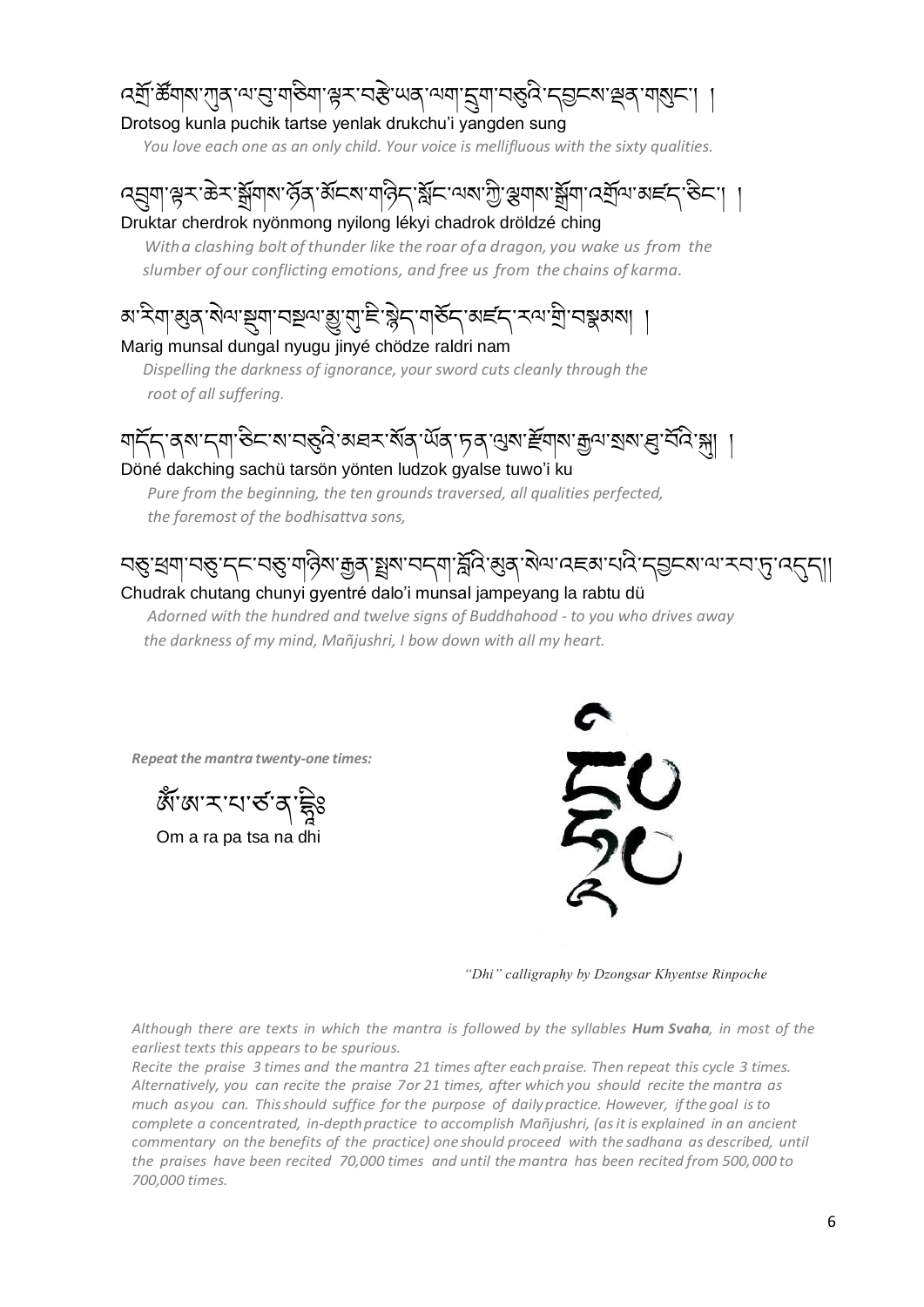འགྲོ་ཚོགས་ཀུན་ལ་བུ་གཅིག་ལྟར་བརྩེ་ཡན་ལག་དྲུག་བཅུའི་དབྱངས་ལྡན་གསུང་། །

Drotsog kunla puchik tartse yenlak drukchu'i yangden sung

*You love each one as an only child. Your voice is mellifluous with the sixty qualities.*

འབྲུག་ལྟར་ཆེར་སྒྲོགས་ཉོན་མོངས་གཉིད་སློང་ལས་ཀྱི་ལྕགས་སྒྲོག་འགྲོལ་མཛད་ཅིང་། །

Druktar cherdrok nyönmong nyilong lékyi chadrok dröldzé ching

*With a clashing bolt of thunder like the roar of a dragon, you wake us from the slumber of our conflicting emotions, and free us from the chains of karma.*

མ་རིག་མུན་སེལ་སྡུག་བསྔལ་མྱུ་གུ་ཇི་སྙེད་གཅོད་མཛད་རལ་གྲི་བསྣམས། །

Marig munsal dungal nyugu jinyé chödze raldri nam

*Dispelling the darkness of ignorance, your sword cuts cleanly through the root of all suffering.*

གདོད་ནས་དག་ཅིང་ས་བཅུའི་མཐར་སོན་ཡོན་ཏན་ལུས་རྫོགས་རྒྱལ་སྲས་ཐུ་བོའི་སྐུ། །

Döné dakching sachü tarsön yönten ludzok gyalse tuwo'i ku

*Pure from the beginning, the ten grounds traversed, all qualities perfected, the foremost of the bodhisattva sons,*

བཅུ་ཕྲག་བཅུ་དང་བཅུ་གཉིས་རྒྱན་སྤྲས་བདག་བློའི་མུན་སེལ་འཇམ་པའི་དབྱངས་ལ་རབ་ཏུ་འདུད།།

Chudrak chutang chunyi gyentré dalo'i munsal jampeyang la rabtu dü

*Adorned with the hundred and twelve signs of Buddhahood - to you who drives away the darkness of my mind, Mañjushri, I bow down with all my heart.*

***Repeat the mantra twenty-one times:***

ཨོཾ་ཨ་ར་པ་ཙ་ན་དྷཱིཿ

Om a ra pa tsa na dhi

*"Dhi" calligraphy by Dzongsar Khyentse Rinpoche*

*Although there are texts in which the mantra is followed by the syllables **Hum Svaha**, in most of the earliest texts this appears to be spurious.*

*Recite the praise 3 times and the mantra 21 times after each praise. Then repeat this cycle 3 times. Alternatively, you can recite the praise 7 or 21 times, after which you should recite the mantra as much as you can. This should suffice for the purpose of daily practice. However, if the goal is to complete a concentrated, in-depth practice to accomplish Mañjushri, (as it is explained in an ancient commentary on the benefits of the practice) one should proceed with the sadhana as described, until the praises have been recited 70,000 times and until the mantra has been recited from 500,000 to 700,000 times.*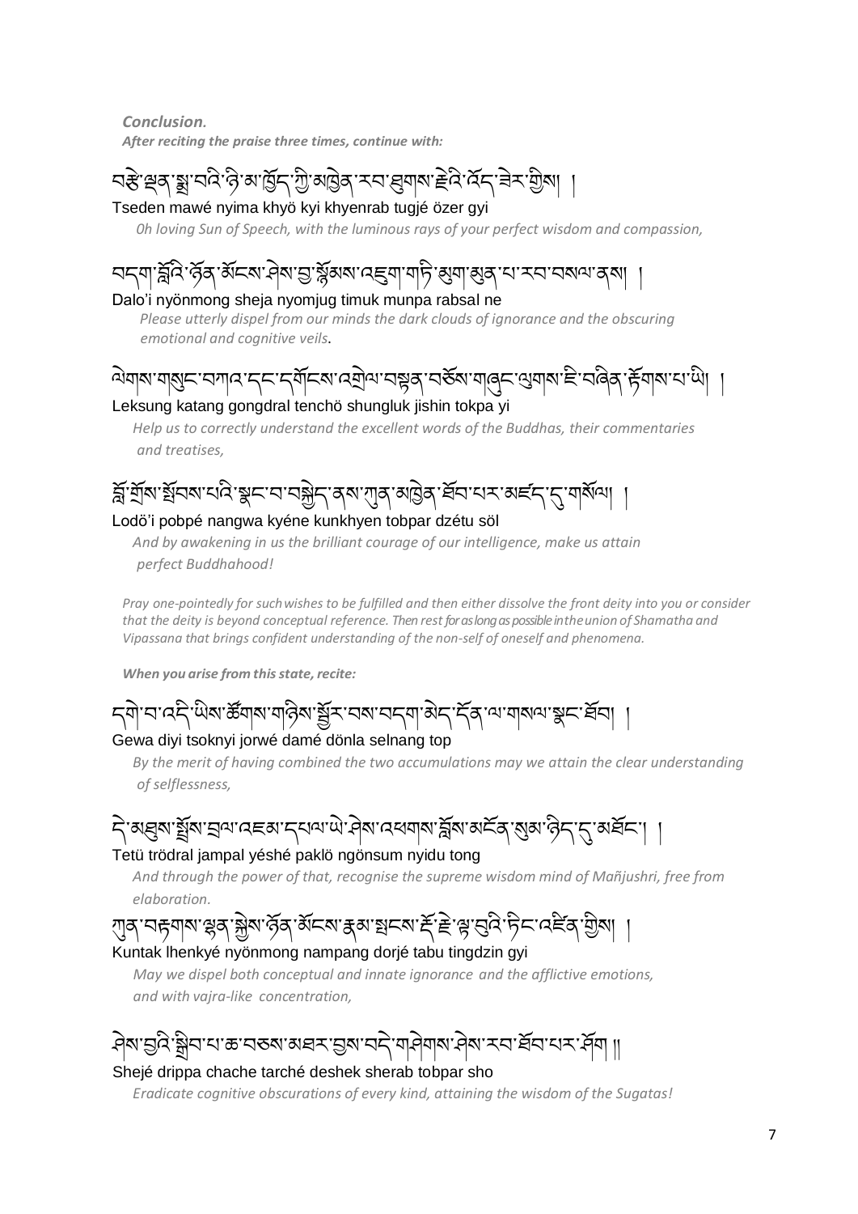***Conclusion.***

***After reciting the praise three times, continue with:***

བརྩེ་ལྡན་སྨྲ་བའི་ཉི་མ་ཁྱོད་ཀྱི་མཁྱེན་རབ་ཐུགས་རྗེའི་འོད་ཟེར་གྱིས། །

Tseden mawé nyima khyö kyi khyenrab tugjé özer gyi

*0h loving Sun of Speech, with the luminous rays of your perfect wisdom and compassion,*

བདག་བློའི་ཉོན་མོངས་ཤེས་བྱ་སྙོམས་འཇུག་གཏི་མུག་མུན་པ་རབ་བསལ་ནས། །

Dalo'i nyönmong sheja nyomjug timuk munpa rabsal ne

*Please utterly dispel from our minds the dark clouds of ignorance and the obscuring emotional and cognitive veils.*

ལེགས་གསུང་བཀའ་དང་དགོངས་འགྲེལ་བསྟན་བཅོས་གཞུང་ལུགས་ཇི་བཞིན་རྟོགས་པ་ཡི། །

Leksung katang gongdral tenchö shungluk jishin tokpa yi

*Help us to correctly understand the excellent words of the Buddhas, their commentaries and treatises,*

བློ་གྲོས་སྤོབས་པའི་སྣང་བ་བསྐྱེད་ནས་ཀུན་མཁྱེན་ཐོབ་པར་མཛད་དུ་གསོལ། །

Lodö'i pobpé nangwa kyéne kunkhyen tobpar dzétu söl

*And by awakening in us the brilliant courage of our intelligence, make us attain perfect Buddhahood!*

*Pray one-pointedly for such wishes to be fulfilled and then either dissolve the front deity into you or consider that the deity is beyond conceptual reference. Then rest for as long as possible in the union of Shamatha and Vipassana that brings confident understanding of the non-self of oneself and phenomena.*

***When you arise from this state, recite:***

དགེ་བ་འདི་ཡིས་ཚོགས་གཉིས་སྦྱོར་བས་བདག་མེད་དོན་ལ་གསལ་སྣང་ཐོབ། །

Gewa diyi tsoknyi jorwé damé dönla selnang top

*By the merit of having combined the two accumulations may we attain the clear understanding of selflessness,*

དེ་མཐུས་སྤྲོས་བྲལ་འཇམ་དཔལ་ཡེ་ཤེས་འཕགས་བློས་མངོན་སུམ་ཉིད་དུ་མཐོང་། །

Tetü trödral jampal yéshé paklö ngönsum nyidu tong

*And through the power of that, recognise the supreme wisdom mind of Mañjushri, free from elaboration.*

ཀུན་བརྟགས་ལྷན་སྐྱེས་ཉོན་མོངས་རྣམ་སྤངས་རྡོ་རྗེ་ལྟ་བུའི་ཏིང་འཛིན་གྱིས། །

Kuntak lhenkyé nyönmong nampang dorjé tabu tingdzin gyi

*May we dispel both conceptual and innate ignorance and the afflictive emotions, and with vajra-like concentration,*

ཤེས་བྱའི་སྒྲིབ་པ་ཆ་བཅས་མཐར་བྱས་བདེ་གཤེགས་ཤེས་རབ་ཐོབ་པར་ཤོག ༎

Shejé drippa chache tarché deshek sherab tobpar sho

*Eradicate cognitive obscurations of every kind, attaining the wisdom of the Sugatas!*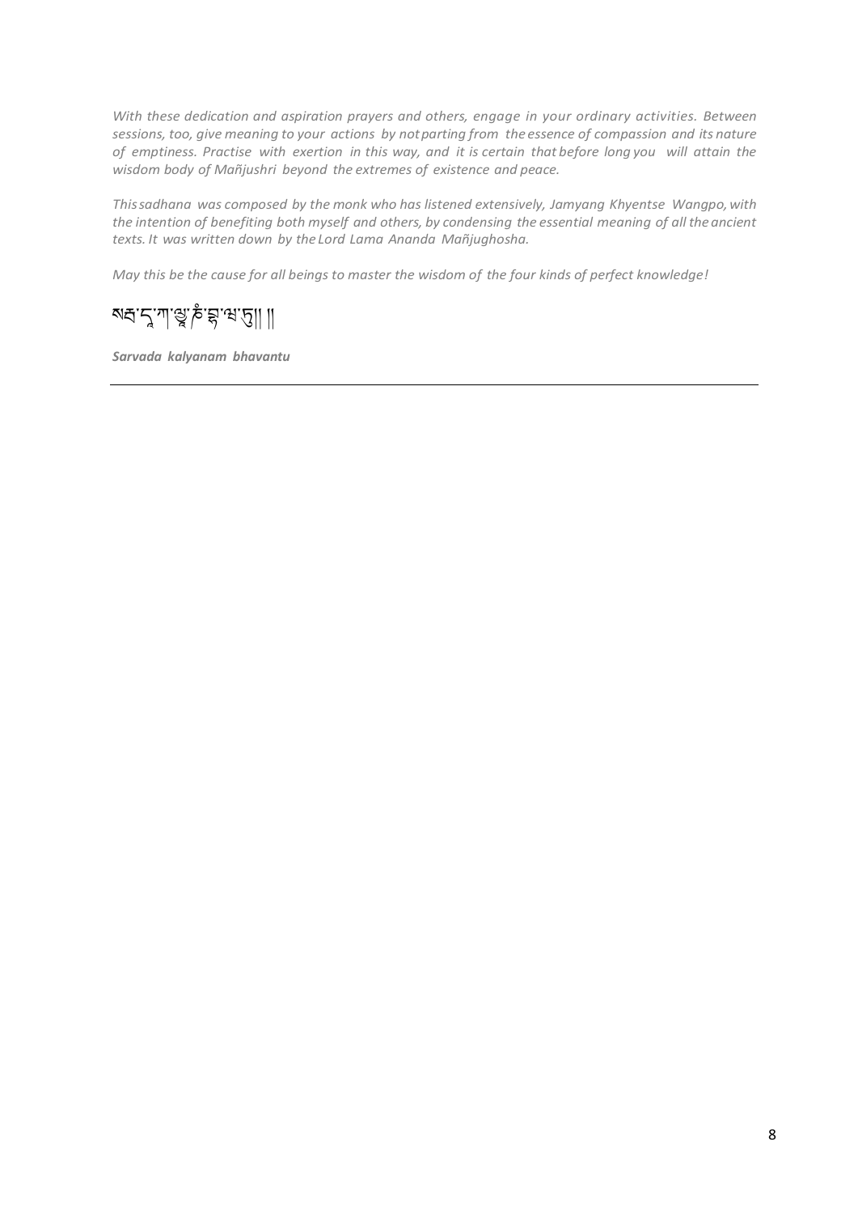*With these dedication and aspiration prayers and others, engage in your ordinary activities. Between sessions, too, give meaning to your actions by not parting from the essence of compassion and its nature of emptiness. Practise with exertion in this way, and it is certain that before long you will attain the wisdom body of Mañjushri beyond the extremes of existence and peace.*

*This sadhana was composed by the monk who has listened extensively, Jamyang Khyentse Wangpo, with the intention of benefiting both myself and others, by condensing the essential meaning of all the ancient texts. It was written down by the Lord Lama Ananda Mañjughosha.*

*May this be the cause for all beings to master the wisdom of the four kinds of perfect knowledge!*

སརྦ་དཱ་ཀ་ལྱཱ་ཎཾ་བྷ་ཝ་ནྟུ། །

***Sarvada kalyanam bhavantu***

---